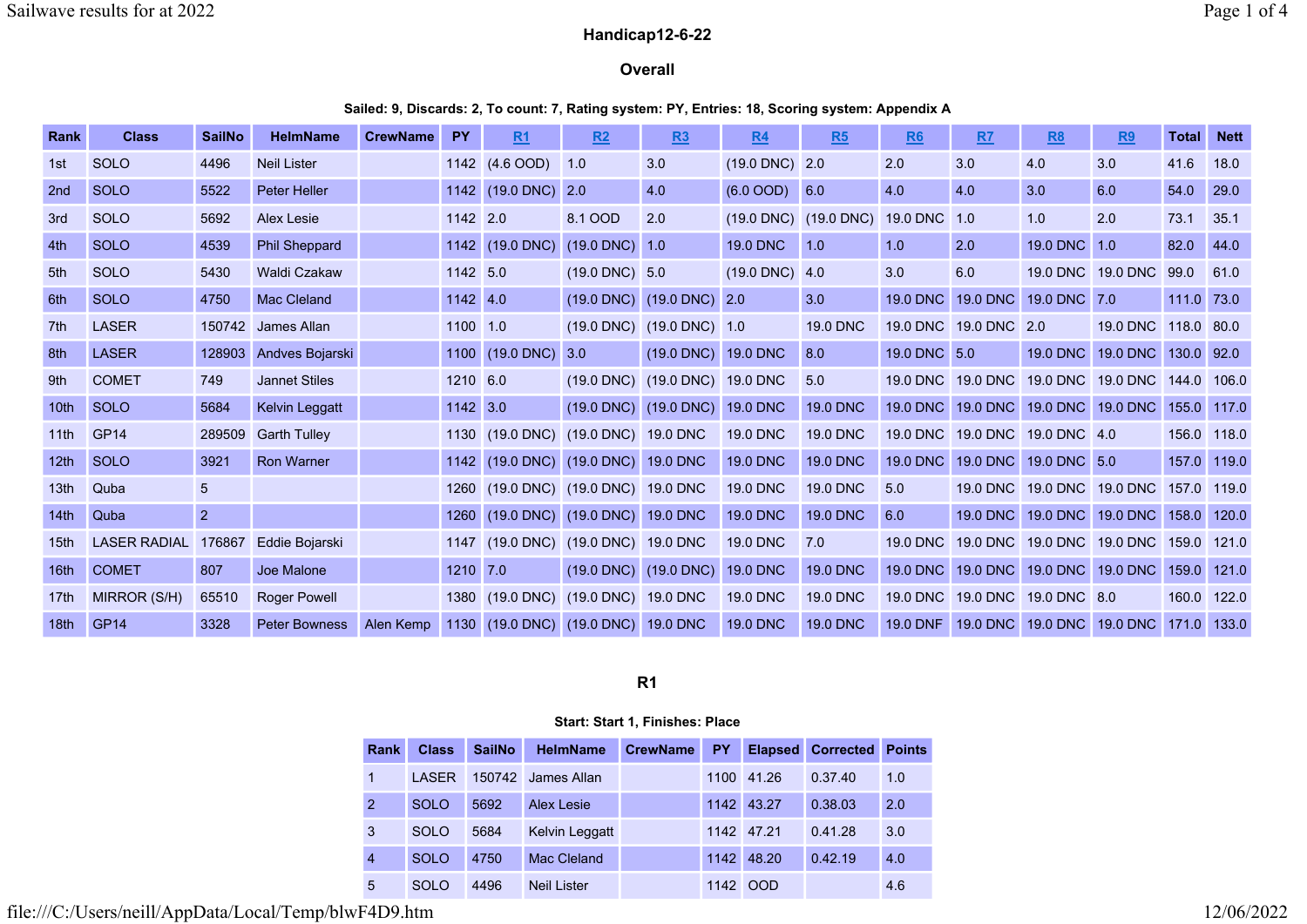## Handicap12-6-22

### Overall

**Sailed: 9, Discards: 2, To count: 7, Rating system: PY, Entries: 18, Scoring system: Appendix A**

| Rank | Class | SailNo | HelmName | CrewName | PY | R1 | R2 | R3 | R4 | R5 | R6 | R7 | R8 | R9 | Total | Nett |
|---|---|---|---|---|---|---|---|---|---|---|---|---|---|---|---|---|
| 1st | SOLO | 4496 | Neil Lister | | 1142 | (4.6 OOD) | 1.0 | 3.0 | (19.0 DNC) | 2.0 | 2.0 | 3.0 | 4.0 | 3.0 | 41.6 | 18.0 |
| 2nd | SOLO | 5522 | Peter Heller | | 1142 | (19.0 DNC) | 2.0 | 4.0 | (6.0 OOD) | 6.0 | 4.0 | 4.0 | 3.0 | 6.0 | 54.0 | 29.0 |
| 3rd | SOLO | 5692 | Alex Lesie | | 1142 | 2.0 | 8.1 OOD | 2.0 | (19.0 DNC) | (19.0 DNC) | 19.0 DNC | 1.0 | 1.0 | 2.0 | 73.1 | 35.1 |
| 4th | SOLO | 4539 | Phil Sheppard | | 1142 | (19.0 DNC) | (19.0 DNC) | 1.0 | 19.0 DNC | 1.0 | 1.0 | 2.0 | 19.0 DNC | 1.0 | 82.0 | 44.0 |
| 5th | SOLO | 5430 | Waldi Czakaw | | 1142 | 5.0 | (19.0 DNC) | 5.0 | (19.0 DNC) | 4.0 | 3.0 | 6.0 | 19.0 DNC | 19.0 DNC | 99.0 | 61.0 |
| 6th | SOLO | 4750 | Mac Cleland | | 1142 | 4.0 | (19.0 DNC) | (19.0 DNC) | 2.0 | 3.0 | 19.0 DNC | 19.0 DNC | 19.0 DNC | 7.0 | 111.0 | 73.0 |
| 7th | LASER | 150742 | James Allan | | 1100 | 1.0 | (19.0 DNC) | (19.0 DNC) | 1.0 | 19.0 DNC | 19.0 DNC | 19.0 DNC | 2.0 | 19.0 DNC | 118.0 | 80.0 |
| 8th | LASER | 128903 | Andves Bojarski | | 1100 | (19.0 DNC) | 3.0 | (19.0 DNC) | 19.0 DNC | 8.0 | 19.0 DNC | 5.0 | 19.0 DNC | 19.0 DNC | 130.0 | 92.0 |
| 9th | COMET | 749 | Jannet Stiles | | 1210 | 6.0 | (19.0 DNC) | (19.0 DNC) | 19.0 DNC | 5.0 | 19.0 DNC | 19.0 DNC | 19.0 DNC | 19.0 DNC | 144.0 | 106.0 |
| 10th | SOLO | 5684 | Kelvin Leggatt | | 1142 | 3.0 | (19.0 DNC) | (19.0 DNC) | 19.0 DNC | 19.0 DNC | 19.0 DNC | 19.0 DNC | 19.0 DNC | 19.0 DNC | 155.0 | 117.0 |
| 11th | GP14 | 289509 | Garth Tulley | | 1130 | (19.0 DNC) | (19.0 DNC) | 19.0 DNC | 19.0 DNC | 19.0 DNC | 19.0 DNC | 19.0 DNC | 19.0 DNC | 4.0 | 156.0 | 118.0 |
| 12th | SOLO | 3921 | Ron Warner | | 1142 | (19.0 DNC) | (19.0 DNC) | 19.0 DNC | 19.0 DNC | 19.0 DNC | 19.0 DNC | 19.0 DNC | 19.0 DNC | 5.0 | 157.0 | 119.0 |
| 13th | Quba | 5 | | | 1260 | (19.0 DNC) | (19.0 DNC) | 19.0 DNC | 19.0 DNC | 19.0 DNC | 5.0 | 19.0 DNC | 19.0 DNC | 19.0 DNC | 157.0 | 119.0 |
| 14th | Quba | 2 | | | 1260 | (19.0 DNC) | (19.0 DNC) | 19.0 DNC | 19.0 DNC | 19.0 DNC | 6.0 | 19.0 DNC | 19.0 DNC | 19.0 DNC | 158.0 | 120.0 |
| 15th | LASER RADIAL | 176867 | Eddie Bojarski | | 1147 | (19.0 DNC) | (19.0 DNC) | 19.0 DNC | 19.0 DNC | 7.0 | 19.0 DNC | 19.0 DNC | 19.0 DNC | 19.0 DNC | 159.0 | 121.0 |
| 16th | COMET | 807 | Joe Malone | | 1210 | 7.0 | (19.0 DNC) | (19.0 DNC) | 19.0 DNC | 19.0 DNC | 19.0 DNC | 19.0 DNC | 19.0 DNC | 19.0 DNC | 159.0 | 121.0 |
| 17th | MIRROR (S/H) | 65510 | Roger Powell | | 1380 | (19.0 DNC) | (19.0 DNC) | 19.0 DNC | 19.0 DNC | 19.0 DNC | 19.0 DNC | 19.0 DNC | 19.0 DNC | 8.0 | 160.0 | 122.0 |
| 18th | GP14 | 3328 | Peter Bowness | Alen Kemp | 1130 | (19.0 DNC) | (19.0 DNC) | 19.0 DNC | 19.0 DNC | 19.0 DNC | 19.0 DNF | 19.0 DNC | 19.0 DNC | 19.0 DNC | 171.0 | 133.0 |

### R1

**Start: Start 1, Finishes: Place**

| Rank | Class | SailNo | HelmName | CrewName | PY | Elapsed | Corrected | Points |
|---|---|---|---|---|---|---|---|---|
| 1 | LASER | 150742 | James Allan | | 1100 | 41.26 | 0.37.40 | 1.0 |
| 2 | SOLO | 5692 | Alex Lesie | | 1142 | 43.27 | 0.38.03 | 2.0 |
| 3 | SOLO | 5684 | Kelvin Leggatt | | 1142 | 47.21 | 0.41.28 | 3.0 |
| 4 | SOLO | 4750 | Mac Cleland | | 1142 | 48.20 | 0.42.19 | 4.0 |
| 5 | SOLO | 4496 | Neil Lister | | 1142 | OOD | | 4.6 |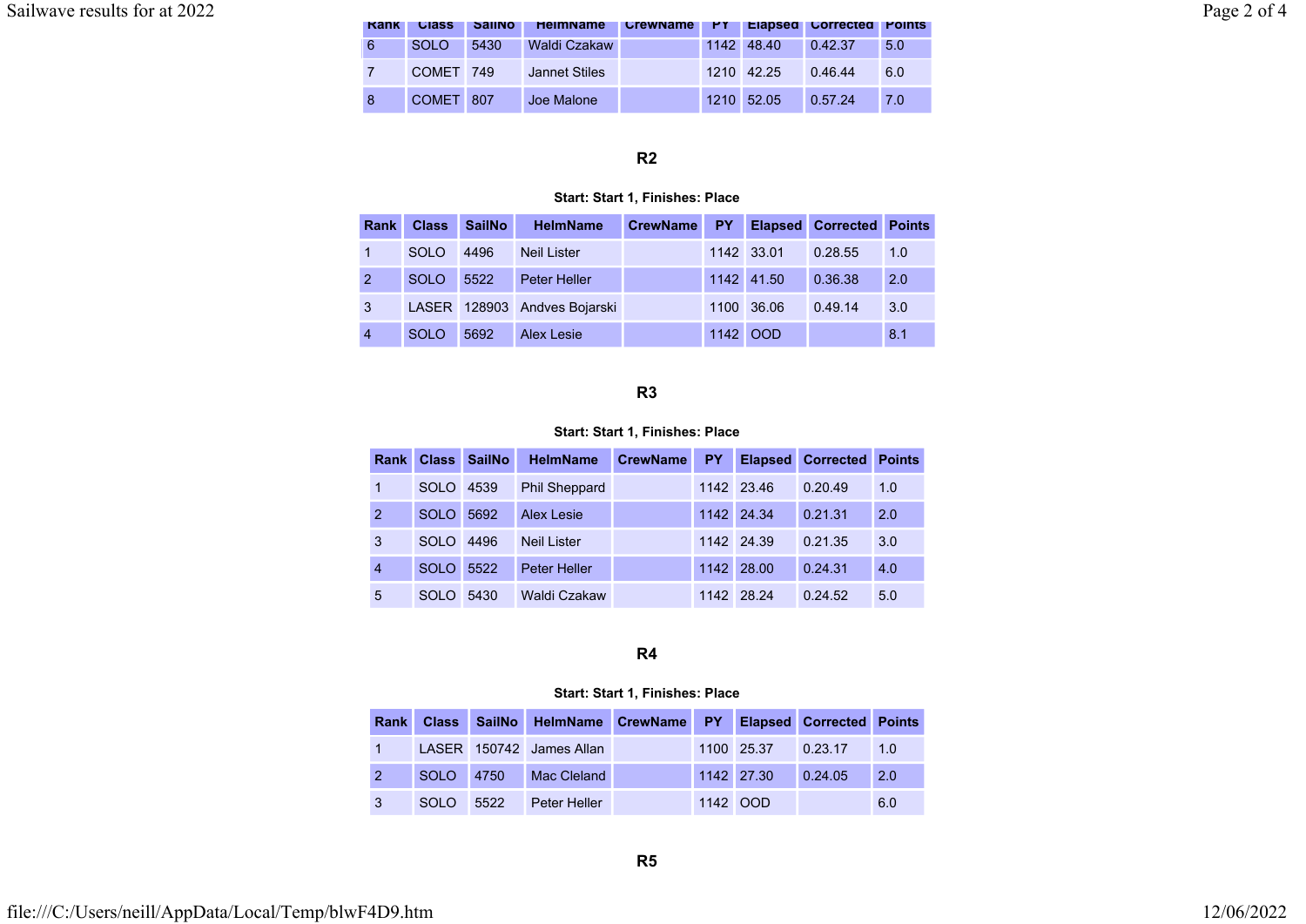| Rank | Class | SailNo | HelmName | CrewName | PY | Elapsed | Corrected | Points |
|---|---|---|---|---|---|---|---|---|
| 6 | SOLO | 5430 | Waldi Czakaw | | 1142 | 48.40 | 0.42.37 | 5.0 |
| 7 | COMET | 749 | Jannet Stiles | | 1210 | 42.25 | 0.46.44 | 6.0 |
| 8 | COMET | 807 | Joe Malone | | 1210 | 52.05 | 0.57.24 | 7.0 |

### R2

**Start: Start 1, Finishes: Place**

| Rank | Class | SailNo | HelmName | CrewName | PY | Elapsed | Corrected | Points |
|---|---|---|---|---|---|---|---|---|
| 1 | SOLO | 4496 | Neil Lister | | 1142 | 33.01 | 0.28.55 | 1.0 |
| 2 | SOLO | 5522 | Peter Heller | | 1142 | 41.50 | 0.36.38 | 2.0 |
| 3 | LASER | 128903 | Andves Bojarski | | 1100 | 36.06 | 0.49.14 | 3.0 |
| 4 | SOLO | 5692 | Alex Lesie | | 1142 | OOD | | 8.1 |

### R3

**Start: Start 1, Finishes: Place**

| Rank | Class | SailNo | HelmName | CrewName | PY | Elapsed | Corrected | Points |
|---|---|---|---|---|---|---|---|---|
| 1 | SOLO | 4539 | Phil Sheppard | | 1142 | 23.46 | 0.20.49 | 1.0 |
| 2 | SOLO | 5692 | Alex Lesie | | 1142 | 24.34 | 0.21.31 | 2.0 |
| 3 | SOLO | 4496 | Neil Lister | | 1142 | 24.39 | 0.21.35 | 3.0 |
| 4 | SOLO | 5522 | Peter Heller | | 1142 | 28.00 | 0.24.31 | 4.0 |
| 5 | SOLO | 5430 | Waldi Czakaw | | 1142 | 28.24 | 0.24.52 | 5.0 |

### R4

**Start: Start 1, Finishes: Place**

| Rank | Class | SailNo | HelmName | CrewName | PY | Elapsed | Corrected | Points |
|---|---|---|---|---|---|---|---|---|
| 1 | LASER | 150742 | James Allan | | 1100 | 25.37 | 0.23.17 | 1.0 |
| 2 | SOLO | 4750 | Mac Cleland | | 1142 | 27.30 | 0.24.05 | 2.0 |
| 3 | SOLO | 5522 | Peter Heller | | 1142 | OOD | | 6.0 |

### R5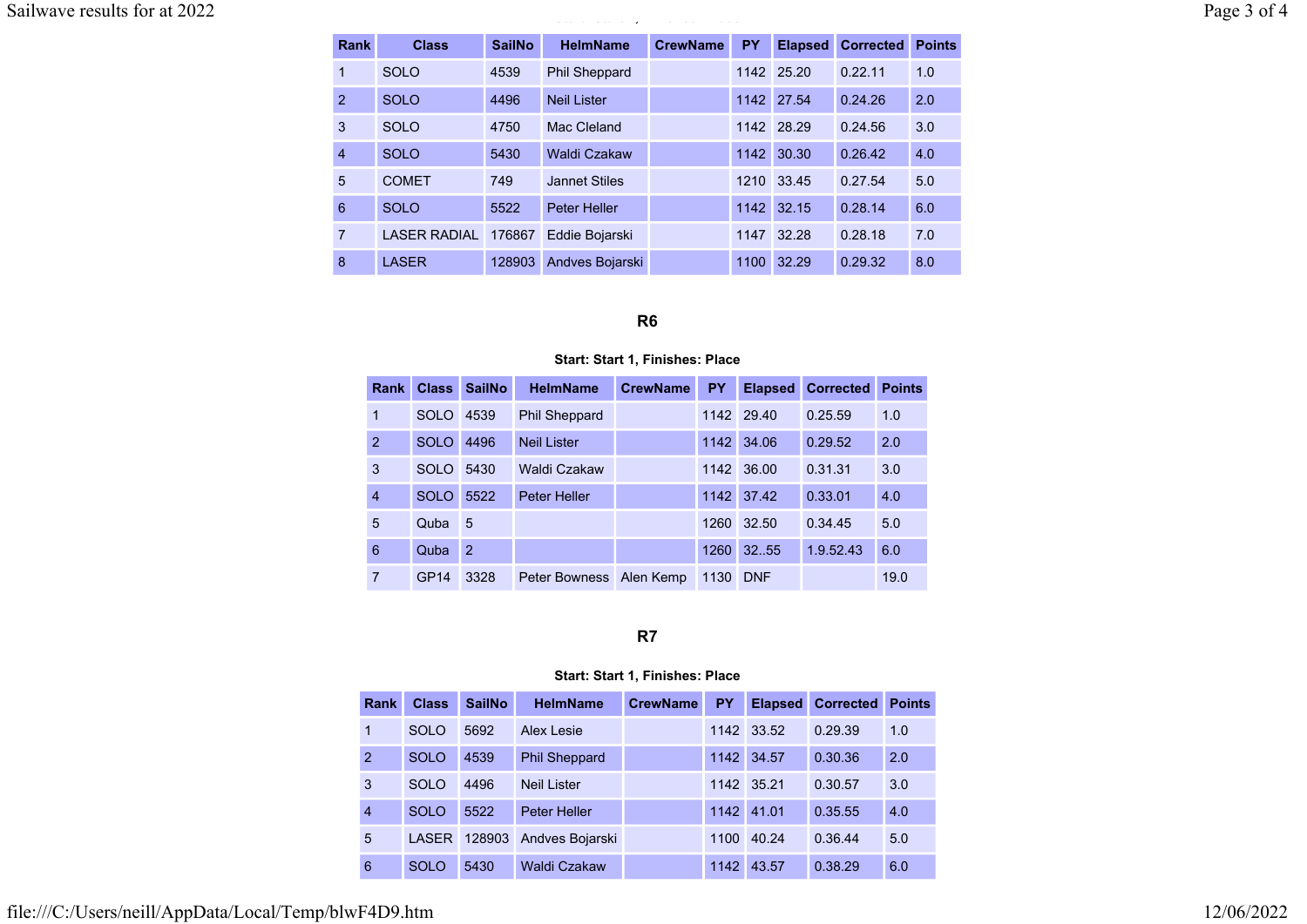| Rank | Class | SailNo | HelmName | CrewName | PY | Elapsed | Corrected | Points |
|---|---|---|---|---|---|---|---|---|
| 1 | SOLO | 4539 | Phil Sheppard | | 1142 | 25.20 | 0.22.11 | 1.0 |
| 2 | SOLO | 4496 | Neil Lister | | 1142 | 27.54 | 0.24.26 | 2.0 |
| 3 | SOLO | 4750 | Mac Cleland | | 1142 | 28.29 | 0.24.56 | 3.0 |
| 4 | SOLO | 5430 | Waldi Czakaw | | 1142 | 30.30 | 0.26.42 | 4.0 |
| 5 | COMET | 749 | Jannet Stiles | | 1210 | 33.45 | 0.27.54 | 5.0 |
| 6 | SOLO | 5522 | Peter Heller | | 1142 | 32.15 | 0.28.14 | 6.0 |
| 7 | LASER RADIAL | 176867 | Eddie Bojarski | | 1147 | 32.28 | 0.28.18 | 7.0 |
| 8 | LASER | 128903 | Andves Bojarski | | 1100 | 32.29 | 0.29.32 | 8.0 |

### R6

**Start: Start 1, Finishes: Place**

| Rank | Class | SailNo | HelmName | CrewName | PY | Elapsed | Corrected | Points |
|---|---|---|---|---|---|---|---|---|
| 1 | SOLO | 4539 | Phil Sheppard | | 1142 | 29.40 | 0.25.59 | 1.0 |
| 2 | SOLO | 4496 | Neil Lister | | 1142 | 34.06 | 0.29.52 | 2.0 |
| 3 | SOLO | 5430 | Waldi Czakaw | | 1142 | 36.00 | 0.31.31 | 3.0 |
| 4 | SOLO | 5522 | Peter Heller | | 1142 | 37.42 | 0.33.01 | 4.0 |
| 5 | Quba | 5 | | | 1260 | 32.50 | 0.34.45 | 5.0 |
| 6 | Quba | 2 | | | 1260 | 32..55 | 1.9.52.43 | 6.0 |
| 7 | GP14 | 3328 | Peter Bowness | Alen Kemp | 1130 | DNF | | 19.0 |

### R7

**Start: Start 1, Finishes: Place**

| Rank | Class | SailNo | HelmName | CrewName | PY | Elapsed | Corrected | Points |
|---|---|---|---|---|---|---|---|---|
| 1 | SOLO | 5692 | Alex Lesie | | 1142 | 33.52 | 0.29.39 | 1.0 |
| 2 | SOLO | 4539 | Phil Sheppard | | 1142 | 34.57 | 0.30.36 | 2.0 |
| 3 | SOLO | 4496 | Neil Lister | | 1142 | 35.21 | 0.30.57 | 3.0 |
| 4 | SOLO | 5522 | Peter Heller | | 1142 | 41.01 | 0.35.55 | 4.0 |
| 5 | LASER | 128903 | Andves Bojarski | | 1100 | 40.24 | 0.36.44 | 5.0 |
| 6 | SOLO | 5430 | Waldi Czakaw | | 1142 | 43.57 | 0.38.29 | 6.0 |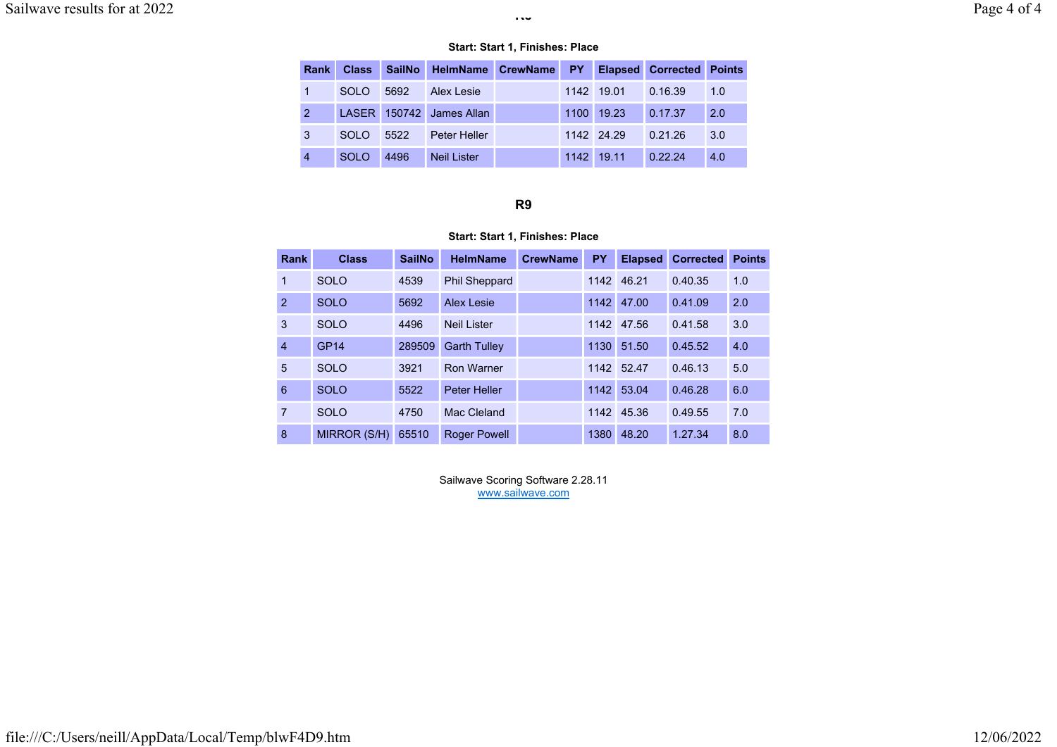Start: Start 1, Finishes: Place

| Rank | Class | SailNo | HelmName | CrewName | PY | Elapsed | Corrected | Points |
| --- | --- | --- | --- | --- | --- | --- | --- | --- |
| 1 | SOLO | 5692 | Alex Lesie | | 1142 | 19.01 | 0.16.39 | 1.0 |
| 2 | LASER | 150742 | James Allan | | 1100 | 19.23 | 0.17.37 | 2.0 |
| 3 | SOLO | 5522 | Peter Heller | | 1142 | 24.29 | 0.21.26 | 3.0 |
| 4 | SOLO | 4496 | Neil Lister | | 1142 | 19.11 | 0.22.24 | 4.0 |

## R9

Start: Start 1, Finishes: Place

| Rank | Class | SailNo | HelmName | CrewName | PY | Elapsed | Corrected | Points |
| --- | --- | --- | --- | --- | --- | --- | --- | --- |
| 1 | SOLO | 4539 | Phil Sheppard | | 1142 | 46.21 | 0.40.35 | 1.0 |
| 2 | SOLO | 5692 | Alex Lesie | | 1142 | 47.00 | 0.41.09 | 2.0 |
| 3 | SOLO | 4496 | Neil Lister | | 1142 | 47.56 | 0.41.58 | 3.0 |
| 4 | GP14 | 289509 | Garth Tulley | | 1130 | 51.50 | 0.45.52 | 4.0 |
| 5 | SOLO | 3921 | Ron Warner | | 1142 | 52.47 | 0.46.13 | 5.0 |
| 6 | SOLO | 5522 | Peter Heller | | 1142 | 53.04 | 0.46.28 | 6.0 |
| 7 | SOLO | 4750 | Mac Cleland | | 1142 | 45.36 | 0.49.55 | 7.0 |
| 8 | MIRROR (S/H) | 65510 | Roger Powell | | 1380 | 48.20 | 1.27.34 | 8.0 |

Sailwave Scoring Software 2.28.11
www.sailwave.com